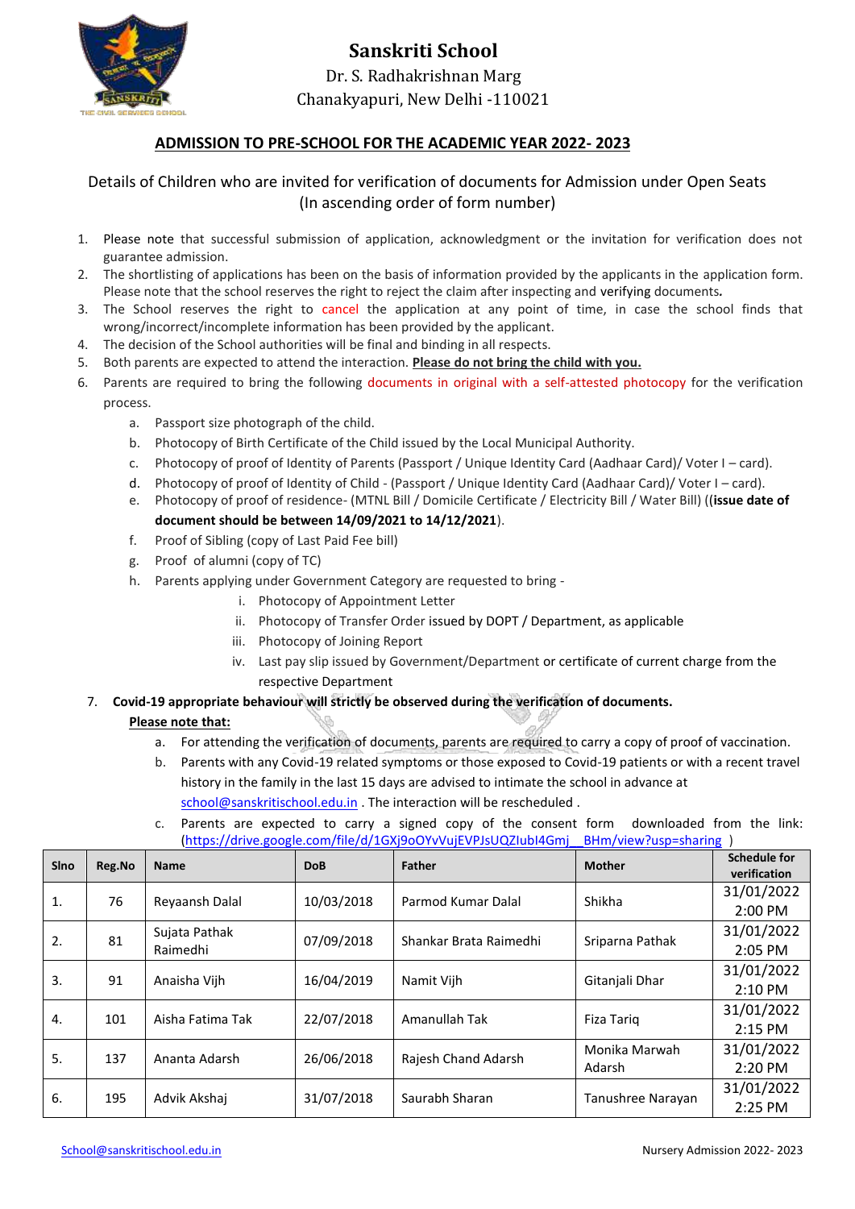# Sanskriti School

Dr. S. Radhakrishnan Marg
Chanakyapuri, New Delhi -110021

## ADMISSION TO PRE-SCHOOL FOR THE ACADEMIC YEAR 2022- 2023

Details of Children who are invited for verification of documents for Admission under Open Seats
(In ascending order of form number)

1. Please note that successful submission of application, acknowledgment or the invitation for verification does not guarantee admission.
2. The shortlisting of applications has been on the basis of information provided by the applicants in the application form. Please note that the school reserves the right to reject the claim after inspecting and verifying documents.
3. The School reserves the right to cancel the application at any point of time, in case the school finds that wrong/incorrect/incomplete information has been provided by the applicant.
4. The decision of the School authorities will be final and binding in all respects.
5. Both parents are expected to attend the interaction. **Please do not bring the child with you.**
6. Parents are required to bring the following documents in original with a self-attested photocopy for the verification process.
   a. Passport size photograph of the child.
   b. Photocopy of Birth Certificate of the Child issued by the Local Municipal Authority.
   c. Photocopy of proof of Identity of Parents (Passport / Unique Identity Card (Aadhaar Card)/ Voter I – card).
   d. Photocopy of proof of Identity of Child - (Passport / Unique Identity Card (Aadhaar Card)/ Voter I – card).
   e. Photocopy of proof of residence- (MTNL Bill / Domicile Certificate / Electricity Bill / Water Bill) ((**issue date of document should be between 14/09/2021 to 14/12/2021**).
   f. Proof of Sibling (copy of Last Paid Fee bill)
   g. Proof of alumni (copy of TC)
   h. Parents applying under Government Category are requested to bring -
      i. Photocopy of Appointment Letter
      ii. Photocopy of Transfer Order issued by DOPT / Department, as applicable
      iii. Photocopy of Joining Report
      iv. Last pay slip issued by Government/Department or certificate of current charge from the respective Department
7. **Covid-19 appropriate behaviour will strictly be observed during the verification of documents.**

   **Please note that:**

   a. For attending the verification of documents, parents are required to carry a copy of proof of vaccination.
   b. Parents with any Covid-19 related symptoms or those exposed to Covid-19 patients or with a recent travel history in the family in the last 15 days are advised to intimate the school in advance at school@sanskritischool.edu.in . The interaction will be rescheduled .
   c. Parents are expected to carry a signed copy of the consent form downloaded from the link: (https://drive.google.com/file/d/1GXj9oOYvVujEVPJsUQZIubI4Gmj__BHm/view?usp=sharing )

| Slno | Reg.No | Name | DoB | Father | Mother | Schedule for verification |
|---|---|---|---|---|---|---|
| 1. | 76 | Reyaansh Dalal | 10/03/2018 | Parmod Kumar Dalal | Shikha | 31/01/2022 2:00 PM |
| 2. | 81 | Sujata Pathak Raimedhi | 07/09/2018 | Shankar Brata Raimedhi | Sriparna Pathak | 31/01/2022 2:05 PM |
| 3. | 91 | Anaisha Vijh | 16/04/2019 | Namit Vijh | Gitanjali Dhar | 31/01/2022 2:10 PM |
| 4. | 101 | Aisha Fatima Tak | 22/07/2018 | Amanullah Tak | Fiza Tariq | 31/01/2022 2:15 PM |
| 5. | 137 | Ananta Adarsh | 26/06/2018 | Rajesh Chand Adarsh | Monika Marwah Adarsh | 31/01/2022 2:20 PM |
| 6. | 195 | Advik Akshaj | 31/07/2018 | Saurabh Sharan | Tanushree Narayan | 31/01/2022 2:25 PM |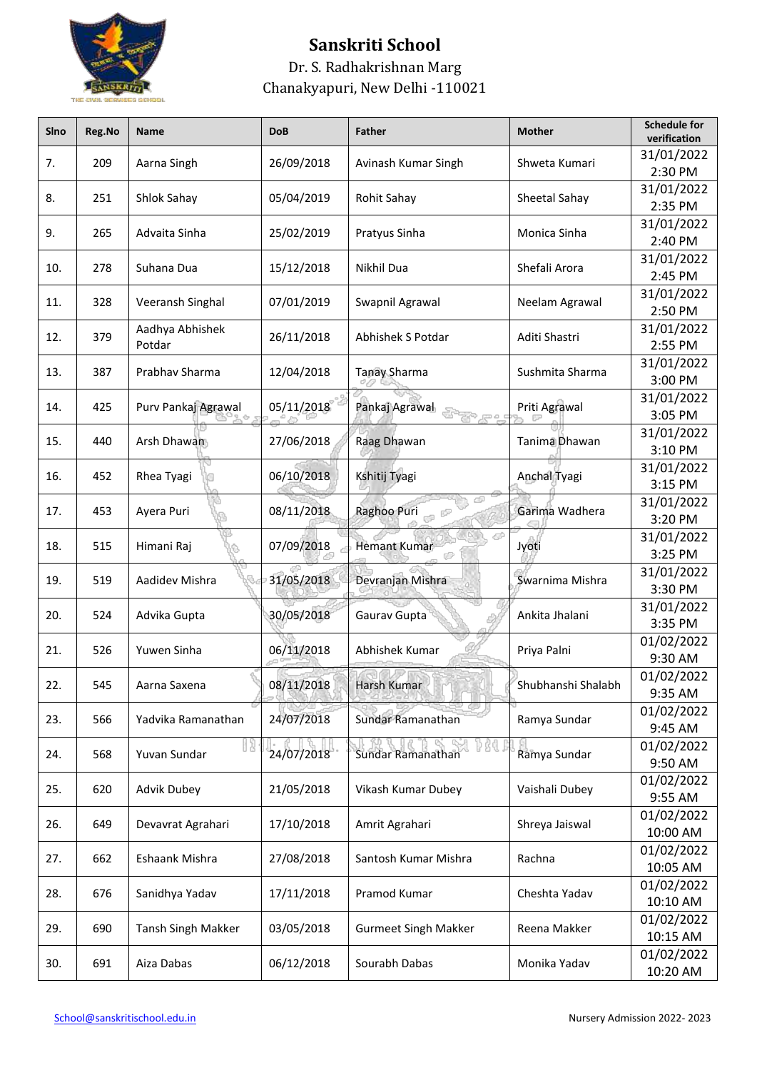# Sanskriti School

Dr. S. Radhakrishnan Marg

Chanakyapuri, New Delhi -110021

| Slno | Reg.No | Name | DoB | Father | Mother | Schedule for verification |
|---|---|---|---|---|---|---|
| 7. | 209 | Aarna Singh | 26/09/2018 | Avinash Kumar Singh | Shweta Kumari | 31/01/2022 2:30 PM |
| 8. | 251 | Shlok Sahay | 05/04/2019 | Rohit Sahay | Sheetal Sahay | 31/01/2022 2:35 PM |
| 9. | 265 | Advaita Sinha | 25/02/2019 | Pratyus Sinha | Monica Sinha | 31/01/2022 2:40 PM |
| 10. | 278 | Suhana Dua | 15/12/2018 | Nikhil Dua | Shefali Arora | 31/01/2022 2:45 PM |
| 11. | 328 | Veeransh Singhal | 07/01/2019 | Swapnil Agrawal | Neelam Agrawal | 31/01/2022 2:50 PM |
| 12. | 379 | Aadhya Abhishek Potdar | 26/11/2018 | Abhishek S Potdar | Aditi Shastri | 31/01/2022 2:55 PM |
| 13. | 387 | Prabhav Sharma | 12/04/2018 | Tanay Sharma | Sushmita Sharma | 31/01/2022 3:00 PM |
| 14. | 425 | Purv Pankaj Agrawal | 05/11/2018 | Pankaj Agrawal | Priti Agrawal | 31/01/2022 3:05 PM |
| 15. | 440 | Arsh Dhawan | 27/06/2018 | Raag Dhawan | Tanima Dhawan | 31/01/2022 3:10 PM |
| 16. | 452 | Rhea Tyagi | 06/10/2018 | Kshitij Tyagi | Anchal Tyagi | 31/01/2022 3:15 PM |
| 17. | 453 | Ayera Puri | 08/11/2018 | Raghoo Puri | Garima Wadhera | 31/01/2022 3:20 PM |
| 18. | 515 | Himani Raj | 07/09/2018 | Hemant Kumar | Jyoti | 31/01/2022 3:25 PM |
| 19. | 519 | Aadidev Mishra | 31/05/2018 | Devranjan Mishra | Swarnima Mishra | 31/01/2022 3:30 PM |
| 20. | 524 | Advika Gupta | 30/05/2018 | Gaurav Gupta | Ankita Jhalani | 31/01/2022 3:35 PM |
| 21. | 526 | Yuwen Sinha | 06/11/2018 | Abhishek Kumar | Priya Palni | 01/02/2022 9:30 AM |
| 22. | 545 | Aarna Saxena | 08/11/2018 | Harsh Kumar | Shubhanshi Shalabh | 01/02/2022 9:35 AM |
| 23. | 566 | Yadvika Ramanathan | 24/07/2018 | Sundar Ramanathan | Ramya Sundar | 01/02/2022 9:45 AM |
| 24. | 568 | Yuvan Sundar | 24/07/2018 | Sundar Ramanathan | Ramya Sundar | 01/02/2022 9:50 AM |
| 25. | 620 | Advik Dubey | 21/05/2018 | Vikash Kumar Dubey | Vaishali Dubey | 01/02/2022 9:55 AM |
| 26. | 649 | Devavrat Agrahari | 17/10/2018 | Amrit Agrahari | Shreya Jaiswal | 01/02/2022 10:00 AM |
| 27. | 662 | Eshaank Mishra | 27/08/2018 | Santosh Kumar Mishra | Rachna | 01/02/2022 10:05 AM |
| 28. | 676 | Sanidhya Yadav | 17/11/2018 | Pramod Kumar | Cheshta Yadav | 01/02/2022 10:10 AM |
| 29. | 690 | Tansh Singh Makker | 03/05/2018 | Gurmeet Singh Makker | Reena Makker | 01/02/2022 10:15 AM |
| 30. | 691 | Aiza Dabas | 06/12/2018 | Sourabh Dabas | Monika Yadav | 01/02/2022 10:20 AM |

School@sanskritischool.edu.in

Nursery Admission 2022- 2023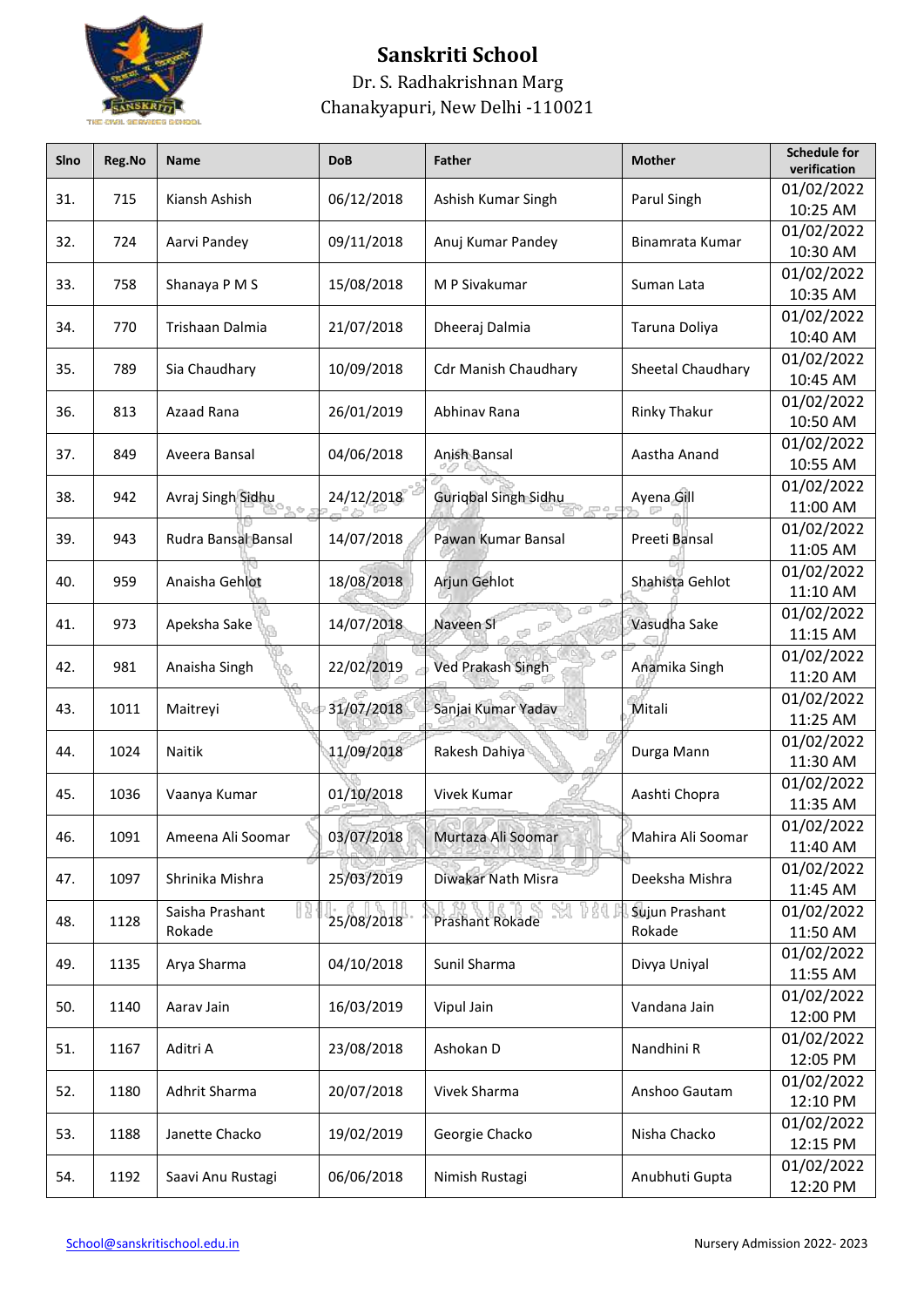# Sanskriti School

Dr. S. Radhakrishnan Marg
Chanakyapuri, New Delhi -110021

| Slno | Reg.No | Name | DoB | Father | Mother | Schedule for verification |
|---|---|---|---|---|---|---|
| 31. | 715 | Kiansh Ashish | 06/12/2018 | Ashish Kumar Singh | Parul Singh | 01/02/2022 10:25 AM |
| 32. | 724 | Aarvi Pandey | 09/11/2018 | Anuj Kumar Pandey | Binamrata Kumar | 01/02/2022 10:30 AM |
| 33. | 758 | Shanaya P M S | 15/08/2018 | M P Sivakumar | Suman Lata | 01/02/2022 10:35 AM |
| 34. | 770 | Trishaan Dalmia | 21/07/2018 | Dheeraj Dalmia | Taruna Doliya | 01/02/2022 10:40 AM |
| 35. | 789 | Sia Chaudhary | 10/09/2018 | Cdr Manish Chaudhary | Sheetal Chaudhary | 01/02/2022 10:45 AM |
| 36. | 813 | Azaad Rana | 26/01/2019 | Abhinav Rana | Rinky Thakur | 01/02/2022 10:50 AM |
| 37. | 849 | Aveera Bansal | 04/06/2018 | Anish Bansal | Aastha Anand | 01/02/2022 10:55 AM |
| 38. | 942 | Avraj Singh Sidhu | 24/12/2018 | Guriqbal Singh Sidhu | Ayena Gill | 01/02/2022 11:00 AM |
| 39. | 943 | Rudra Bansal Bansal | 14/07/2018 | Pawan Kumar Bansal | Preeti Bansal | 01/02/2022 11:05 AM |
| 40. | 959 | Anaisha Gehlot | 18/08/2018 | Arjun Gehlot | Shahista Gehlot | 01/02/2022 11:10 AM |
| 41. | 973 | Apeksha Sake | 14/07/2018 | Naveen Sl | Vasudha Sake | 01/02/2022 11:15 AM |
| 42. | 981 | Anaisha Singh | 22/02/2019 | Ved Prakash Singh | Anamika Singh | 01/02/2022 11:20 AM |
| 43. | 1011 | Maitreyi | 31/07/2018 | Sanjai Kumar Yadav | Mitali | 01/02/2022 11:25 AM |
| 44. | 1024 | Naitik | 11/09/2018 | Rakesh Dahiya | Durga Mann | 01/02/2022 11:30 AM |
| 45. | 1036 | Vaanya Kumar | 01/10/2018 | Vivek Kumar | Aashti Chopra | 01/02/2022 11:35 AM |
| 46. | 1091 | Ameena Ali Soomar | 03/07/2018 | Murtaza Ali Soomar | Mahira Ali Soomar | 01/02/2022 11:40 AM |
| 47. | 1097 | Shrinika Mishra | 25/03/2019 | Diwakar Nath Misra | Deeksha Mishra | 01/02/2022 11:45 AM |
| 48. | 1128 | Saisha Prashant Rokade | 25/08/2018 | Prashant Rokade | Sujun Prashant Rokade | 01/02/2022 11:50 AM |
| 49. | 1135 | Arya Sharma | 04/10/2018 | Sunil Sharma | Divya Uniyal | 01/02/2022 11:55 AM |
| 50. | 1140 | Aarav Jain | 16/03/2019 | Vipul Jain | Vandana Jain | 01/02/2022 12:00 PM |
| 51. | 1167 | Aditri A | 23/08/2018 | Ashokan D | Nandhini R | 01/02/2022 12:05 PM |
| 52. | 1180 | Adhrit Sharma | 20/07/2018 | Vivek Sharma | Anshoo Gautam | 01/02/2022 12:10 PM |
| 53. | 1188 | Janette Chacko | 19/02/2019 | Georgie Chacko | Nisha Chacko | 01/02/2022 12:15 PM |
| 54. | 1192 | Saavi Anu Rustagi | 06/06/2018 | Nimish Rustagi | Anubhuti Gupta | 01/02/2022 12:20 PM |

School@sanskritischool.edu.in

Nursery Admission 2022- 2023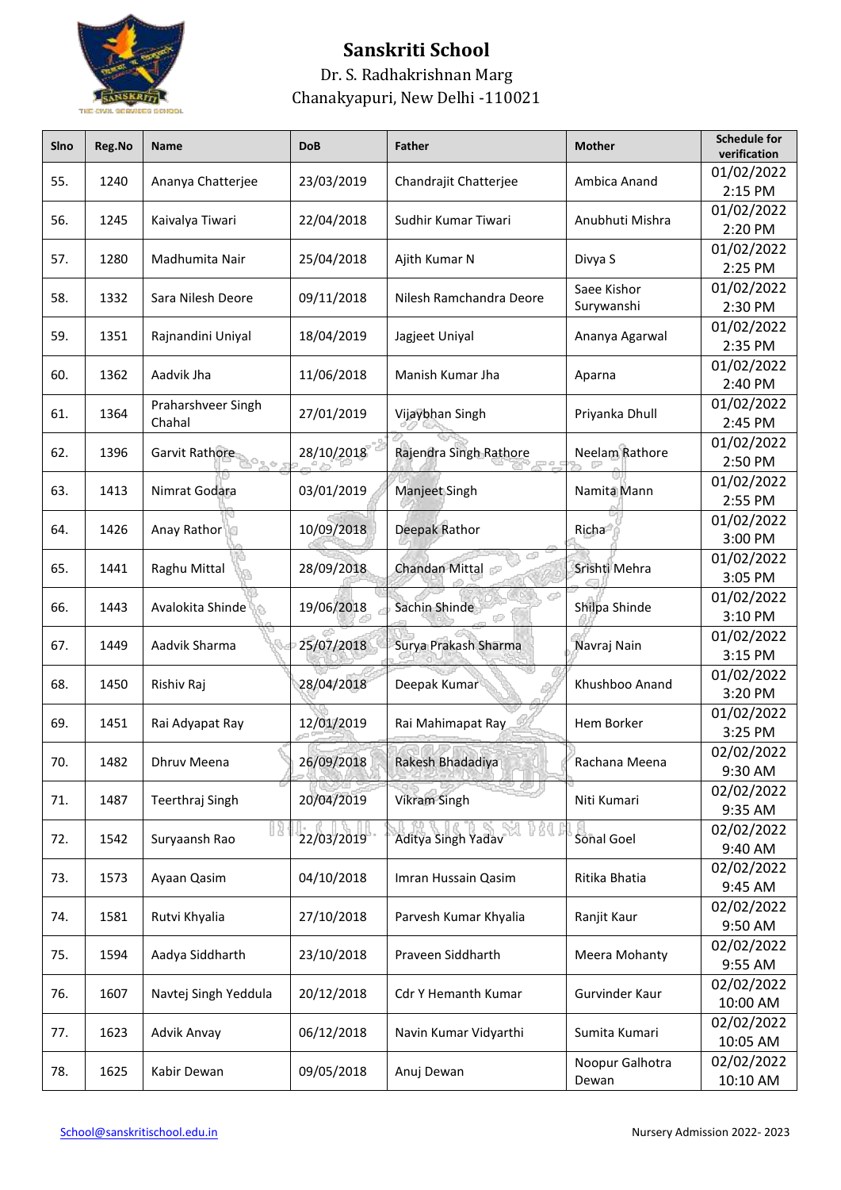# Sanskriti School

Dr. S. Radhakrishnan Marg
Chanakyapuri, New Delhi -110021

| Slno | Reg.No | Name | DoB | Father | Mother | Schedule for verification |
|---|---|---|---|---|---|---|
| 55. | 1240 | Ananya Chatterjee | 23/03/2019 | Chandrajit Chatterjee | Ambica Anand | 01/02/2022 2:15 PM |
| 56. | 1245 | Kaivalya Tiwari | 22/04/2018 | Sudhir Kumar Tiwari | Anubhuti Mishra | 01/02/2022 2:20 PM |
| 57. | 1280 | Madhumita Nair | 25/04/2018 | Ajith Kumar N | Divya S | 01/02/2022 2:25 PM |
| 58. | 1332 | Sara Nilesh Deore | 09/11/2018 | Nilesh Ramchandra Deore | Saee Kishor Surywanshi | 01/02/2022 2:30 PM |
| 59. | 1351 | Rajnandini Uniyal | 18/04/2019 | Jagjeet Uniyal | Ananya Agarwal | 01/02/2022 2:35 PM |
| 60. | 1362 | Aadvik Jha | 11/06/2018 | Manish Kumar Jha | Aparna | 01/02/2022 2:40 PM |
| 61. | 1364 | Praharshveer Singh Chahal | 27/01/2019 | Vijaybhan Singh | Priyanka Dhull | 01/02/2022 2:45 PM |
| 62. | 1396 | Garvit Rathore | 28/10/2018 | Rajendra Singh Rathore | Neelam Rathore | 01/02/2022 2:50 PM |
| 63. | 1413 | Nimrat Godara | 03/01/2019 | Manjeet Singh | Namita Mann | 01/02/2022 2:55 PM |
| 64. | 1426 | Anay Rathor | 10/09/2018 | Deepak Rathor | Richa | 01/02/2022 3:00 PM |
| 65. | 1441 | Raghu Mittal | 28/09/2018 | Chandan Mittal | Srishti Mehra | 01/02/2022 3:05 PM |
| 66. | 1443 | Avalokita Shinde | 19/06/2018 | Sachin Shinde | Shilpa Shinde | 01/02/2022 3:10 PM |
| 67. | 1449 | Aadvik Sharma | 25/07/2018 | Surya Prakash Sharma | Navraj Nain | 01/02/2022 3:15 PM |
| 68. | 1450 | Rishiv Raj | 28/04/2018 | Deepak Kumar | Khushboo Anand | 01/02/2022 3:20 PM |
| 69. | 1451 | Rai Adyapat Ray | 12/01/2019 | Rai Mahimapat Ray | Hem Borker | 01/02/2022 3:25 PM |
| 70. | 1482 | Dhruv Meena | 26/09/2018 | Rakesh Bhadadiya | Rachana Meena | 02/02/2022 9:30 AM |
| 71. | 1487 | Teerthraj Singh | 20/04/2019 | Vikram Singh | Niti Kumari | 02/02/2022 9:35 AM |
| 72. | 1542 | Suryaansh Rao | 22/03/2019 | Aditya Singh Yadav | Sonal Goel | 02/02/2022 9:40 AM |
| 73. | 1573 | Ayaan Qasim | 04/10/2018 | Imran Hussain Qasim | Ritika Bhatia | 02/02/2022 9:45 AM |
| 74. | 1581 | Rutvi Khyalia | 27/10/2018 | Parvesh Kumar Khyalia | Ranjit Kaur | 02/02/2022 9:50 AM |
| 75. | 1594 | Aadya Siddharth | 23/10/2018 | Praveen Siddharth | Meera Mohanty | 02/02/2022 9:55 AM |
| 76. | 1607 | Navtej Singh Yeddula | 20/12/2018 | Cdr Y Hemanth Kumar | Gurvinder Kaur | 02/02/2022 10:00 AM |
| 77. | 1623 | Advik Anvay | 06/12/2018 | Navin Kumar Vidyarthi | Sumita Kumari | 02/02/2022 10:05 AM |
| 78. | 1625 | Kabir Dewan | 09/05/2018 | Anuj Dewan | Noopur Galhotra Dewan | 02/02/2022 10:10 AM |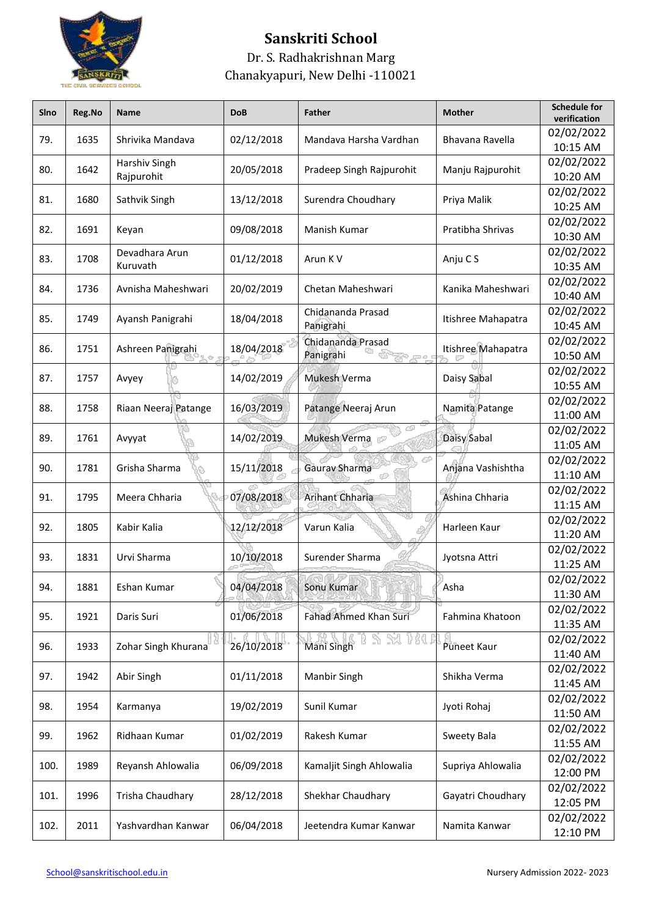# Sanskriti School

Dr. S. Radhakrishnan Marg
Chanakyapuri, New Delhi -110021

| Slno | Reg.No | Name | DoB | Father | Mother | Schedule for verification |
|---|---|---|---|---|---|---|
| 79. | 1635 | Shrivika Mandava | 02/12/2018 | Mandava Harsha Vardhan | Bhavana Ravella | 02/02/2022 10:15 AM |
| 80. | 1642 | Harshiv Singh Rajpurohit | 20/05/2018 | Pradeep Singh Rajpurohit | Manju Rajpurohit | 02/02/2022 10:20 AM |
| 81. | 1680 | Sathvik Singh | 13/12/2018 | Surendra Choudhary | Priya Malik | 02/02/2022 10:25 AM |
| 82. | 1691 | Keyan | 09/08/2018 | Manish Kumar | Pratibha Shrivas | 02/02/2022 10:30 AM |
| 83. | 1708 | Devadhara Arun Kuruvath | 01/12/2018 | Arun K V | Anju C S | 02/02/2022 10:35 AM |
| 84. | 1736 | Avnisha Maheshwari | 20/02/2019 | Chetan Maheshwari | Kanika Maheshwari | 02/02/2022 10:40 AM |
| 85. | 1749 | Ayansh Panigrahi | 18/04/2018 | Chidananda Prasad Panigrahi | Itishree Mahapatra | 02/02/2022 10:45 AM |
| 86. | 1751 | Ashreen Panigrahi | 18/04/2018 | Chidananda Prasad Panigrahi | Itishree Mahapatra | 02/02/2022 10:50 AM |
| 87. | 1757 | Avyey | 14/02/2019 | Mukesh Verma | Daisy Sabal | 02/02/2022 10:55 AM |
| 88. | 1758 | Riaan Neeraj Patange | 16/03/2019 | Patange Neeraj Arun | Namita Patange | 02/02/2022 11:00 AM |
| 89. | 1761 | Avyyat | 14/02/2019 | Mukesh Verma | Daisy Sabal | 02/02/2022 11:05 AM |
| 90. | 1781 | Grisha Sharma | 15/11/2018 | Gaurav Sharma | Anjana Vashishtha | 02/02/2022 11:10 AM |
| 91. | 1795 | Meera Chharia | 07/08/2018 | Arihant Chharia | Ashina Chharia | 02/02/2022 11:15 AM |
| 92. | 1805 | Kabir Kalia | 12/12/2018 | Varun Kalia | Harleen Kaur | 02/02/2022 11:20 AM |
| 93. | 1831 | Urvi Sharma | 10/10/2018 | Surender Sharma | Jyotsna Attri | 02/02/2022 11:25 AM |
| 94. | 1881 | Eshan Kumar | 04/04/2018 | Sonu Kumar | Asha | 02/02/2022 11:30 AM |
| 95. | 1921 | Daris Suri | 01/06/2018 | Fahad Ahmed Khan Suri | Fahmina Khatoon | 02/02/2022 11:35 AM |
| 96. | 1933 | Zohar Singh Khurana | 26/10/2018 | Mani Singh | Puneet Kaur | 02/02/2022 11:40 AM |
| 97. | 1942 | Abir Singh | 01/11/2018 | Manbir Singh | Shikha Verma | 02/02/2022 11:45 AM |
| 98. | 1954 | Karmanya | 19/02/2019 | Sunil Kumar | Jyoti Rohaj | 02/02/2022 11:50 AM |
| 99. | 1962 | Ridhaan Kumar | 01/02/2019 | Rakesh Kumar | Sweety Bala | 02/02/2022 11:55 AM |
| 100. | 1989 | Reyansh Ahlowalia | 06/09/2018 | Kamaljit Singh Ahlowalia | Supriya Ahlowalia | 02/02/2022 12:00 PM |
| 101. | 1996 | Trisha Chaudhary | 28/12/2018 | Shekhar Chaudhary | Gayatri Choudhary | 02/02/2022 12:05 PM |
| 102. | 2011 | Yashvardhan Kanwar | 06/04/2018 | Jeetendra Kumar Kanwar | Namita Kanwar | 02/02/2022 12:10 PM |

School@sanskritischool.edu.in

Nursery Admission 2022- 2023